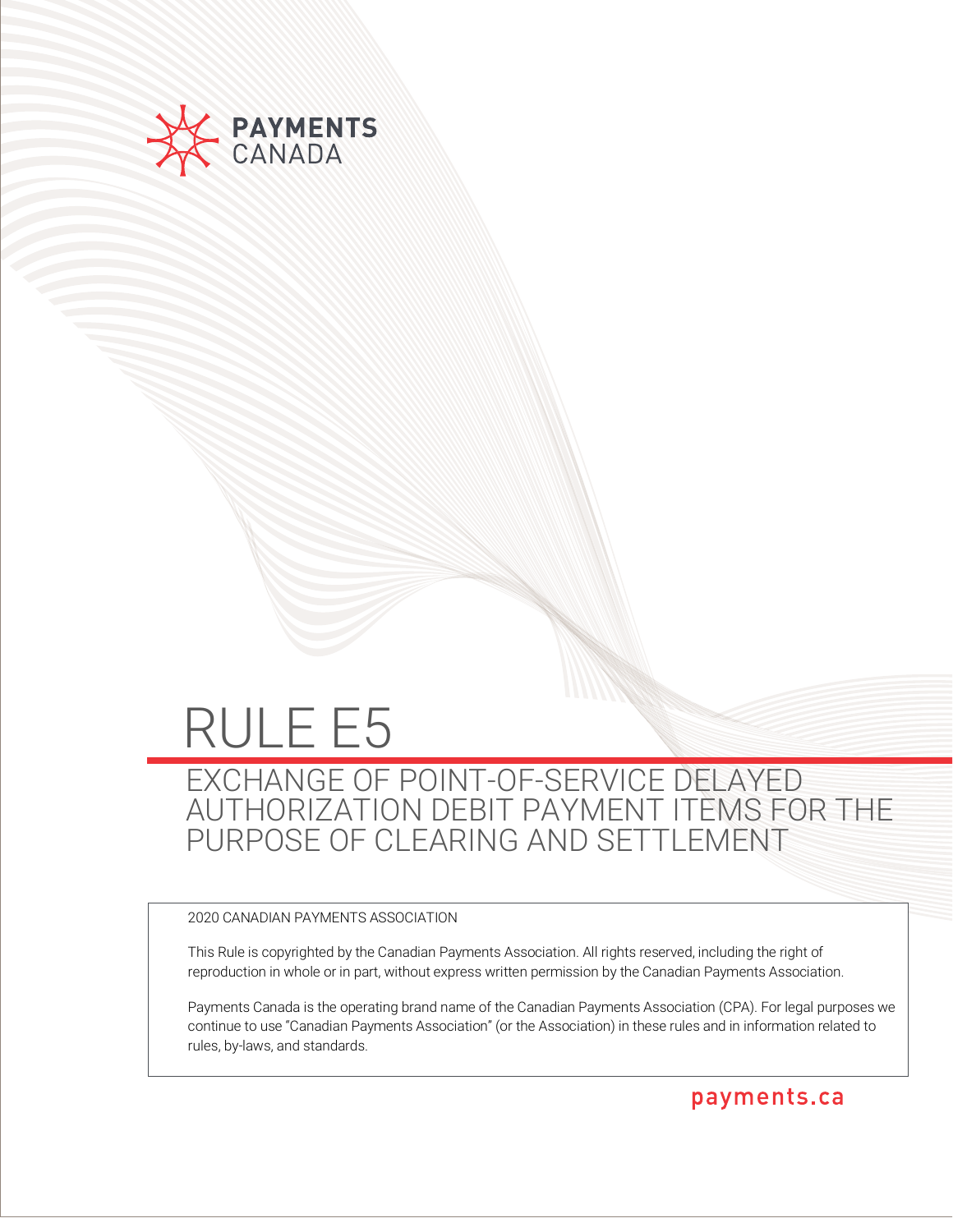PAYMENTS CANADA

# RULE E5

## EXCHANGE OF POINT-OF-SERVICE DELAYED AUTHORIZATION DEBIT PAYMENT ITEMS FOR THE PURPOSE OF CLEARING AND SETTLEMENT

2020 CANADIAN PAYMENTS ASSOCIATION

This Rule is copyrighted by the Canadian Payments Association. All rights reserved, including the right of reproduction in whole or in part, without express written permission by the Canadian Payments Association.

Payments Canada is the operating brand name of the Canadian Payments Association (CPA). For legal purposes we continue to use "Canadian Payments Association" (or the Association) in these rules and in information related to rules, by-laws, and standards.

payments.ca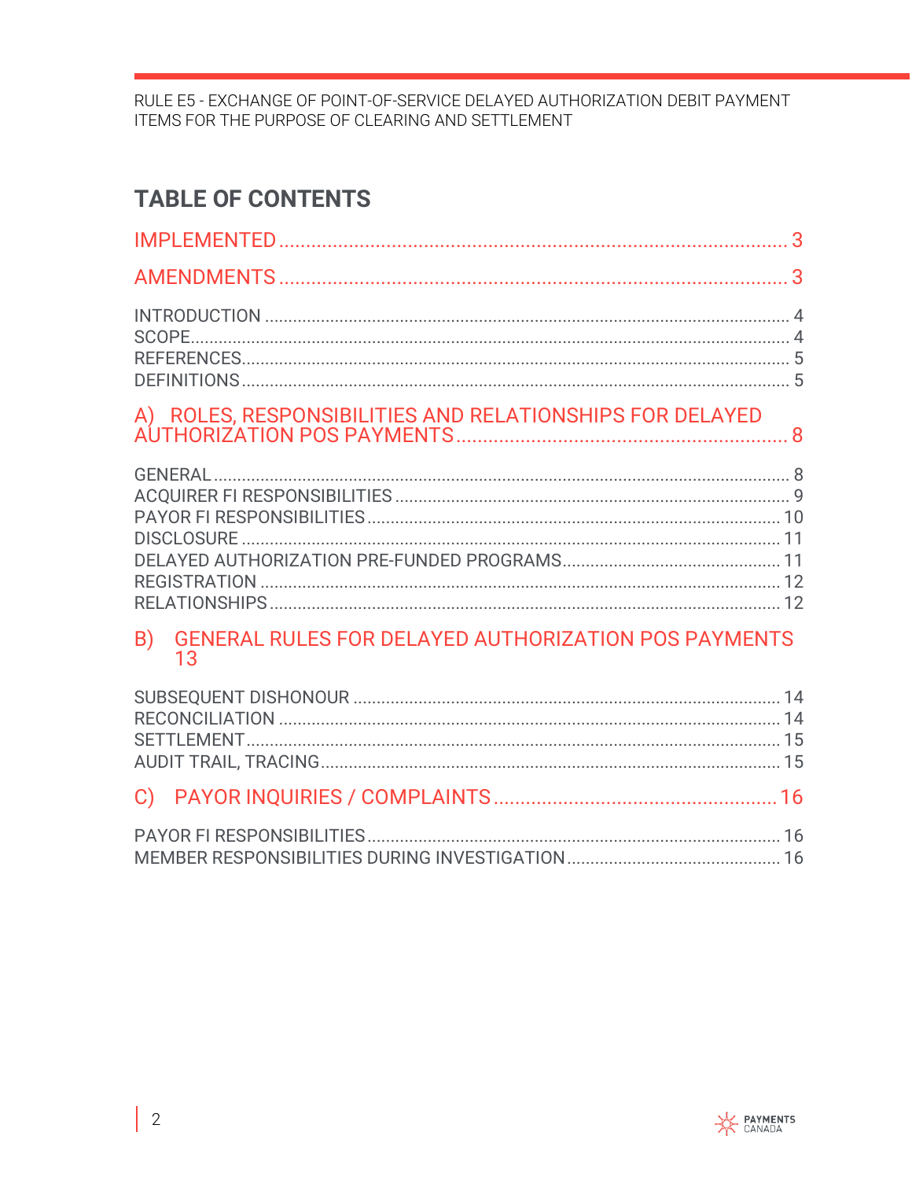# TABLE OF CONTENTS

IMPLEMENTED ..... 3

AMENDMENTS ..... 3

INTRODUCTION ..... 4
SCOPE ..... 4
REFERENCES ..... 5
DEFINITIONS ..... 5

A) ROLES, RESPONSIBILITIES AND RELATIONSHIPS FOR DELAYED AUTHORIZATION POS PAYMENTS ..... 8

GENERAL ..... 8
ACQUIRER FI RESPONSIBILITIES ..... 9
PAYOR FI RESPONSIBILITIES ..... 10
DISCLOSURE ..... 11
DELAYED AUTHORIZATION PRE-FUNDED PROGRAMS ..... 11
REGISTRATION ..... 12
RELATIONSHIPS ..... 12

B) GENERAL RULES FOR DELAYED AUTHORIZATION POS PAYMENTS 13

SUBSEQUENT DISHONOUR ..... 14
RECONCILIATION ..... 14
SETTLEMENT ..... 15
AUDIT TRAIL, TRACING ..... 15

C) PAYOR INQUIRIES / COMPLAINTS ..... 16

PAYOR FI RESPONSIBILITIES ..... 16
MEMBER RESPONSIBILITIES DURING INVESTIGATION ..... 16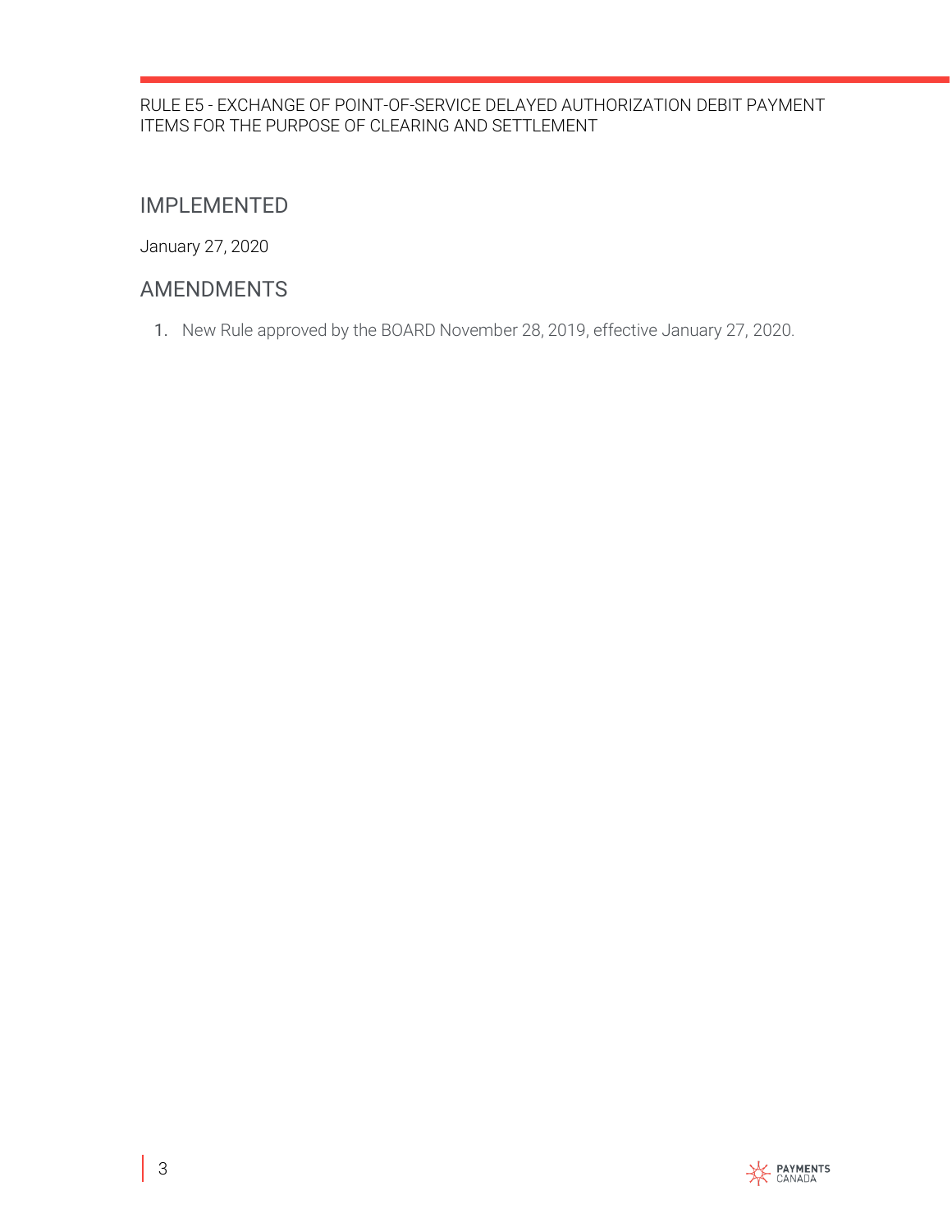## IMPLEMENTED

January 27, 2020

## AMENDMENTS

1. New Rule approved by the BOARD November 28, 2019, effective January 27, 2020.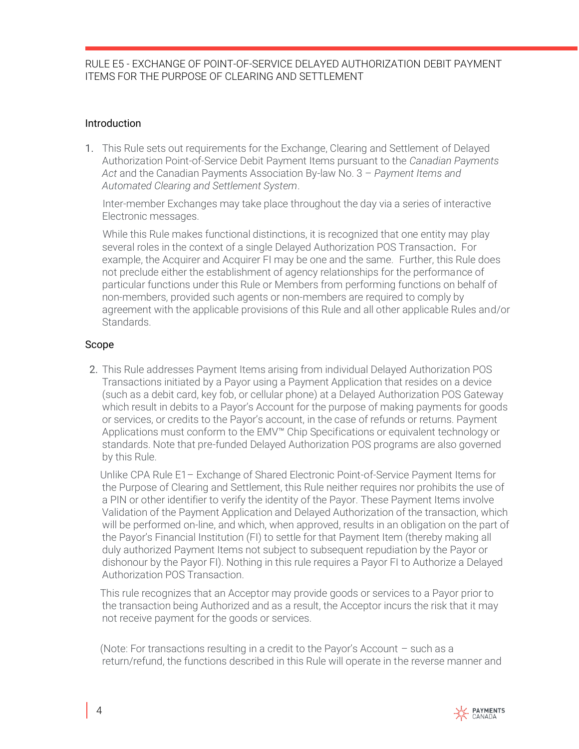RULE E5 - EXCHANGE OF POINT-OF-SERVICE DELAYED AUTHORIZATION DEBIT PAYMENT ITEMS FOR THE PURPOSE OF CLEARING AND SETTLEMENT

## Introduction

1. This Rule sets out requirements for the Exchange, Clearing and Settlement of Delayed Authorization Point-of-Service Debit Payment Items pursuant to the *Canadian Payments Act* and the Canadian Payments Association By-law No. 3 – *Payment Items and Automated Clearing and Settlement System*.

   Inter-member Exchanges may take place throughout the day via a series of interactive Electronic messages.

   While this Rule makes functional distinctions, it is recognized that one entity may play several roles in the context of a single Delayed Authorization POS Transaction. For example, the Acquirer and Acquirer FI may be one and the same. Further, this Rule does not preclude either the establishment of agency relationships for the performance of particular functions under this Rule or Members from performing functions on behalf of non-members, provided such agents or non-members are required to comply by agreement with the applicable provisions of this Rule and all other applicable Rules and/or Standards.

## Scope

2. This Rule addresses Payment Items arising from individual Delayed Authorization POS Transactions initiated by a Payor using a Payment Application that resides on a device (such as a debit card, key fob, or cellular phone) at a Delayed Authorization POS Gateway which result in debits to a Payor's Account for the purpose of making payments for goods or services, or credits to the Payor's account, in the case of refunds or returns. Payment Applications must conform to the EMV™ Chip Specifications or equivalent technology or standards. Note that pre-funded Delayed Authorization POS programs are also governed by this Rule.

   Unlike CPA Rule E1– Exchange of Shared Electronic Point-of-Service Payment Items for the Purpose of Clearing and Settlement, this Rule neither requires nor prohibits the use of a PIN or other identifier to verify the identity of the Payor. These Payment Items involve Validation of the Payment Application and Delayed Authorization of the transaction, which will be performed on-line, and which, when approved, results in an obligation on the part of the Payor's Financial Institution (FI) to settle for that Payment Item (thereby making all duly authorized Payment Items not subject to subsequent repudiation by the Payor or dishonour by the Payor FI). Nothing in this rule requires a Payor FI to Authorize a Delayed Authorization POS Transaction.

   This rule recognizes that an Acceptor may provide goods or services to a Payor prior to the transaction being Authorized and as a result, the Acceptor incurs the risk that it may not receive payment for the goods or services.

   (Note: For transactions resulting in a credit to the Payor's Account – such as a return/refund, the functions described in this Rule will operate in the reverse manner and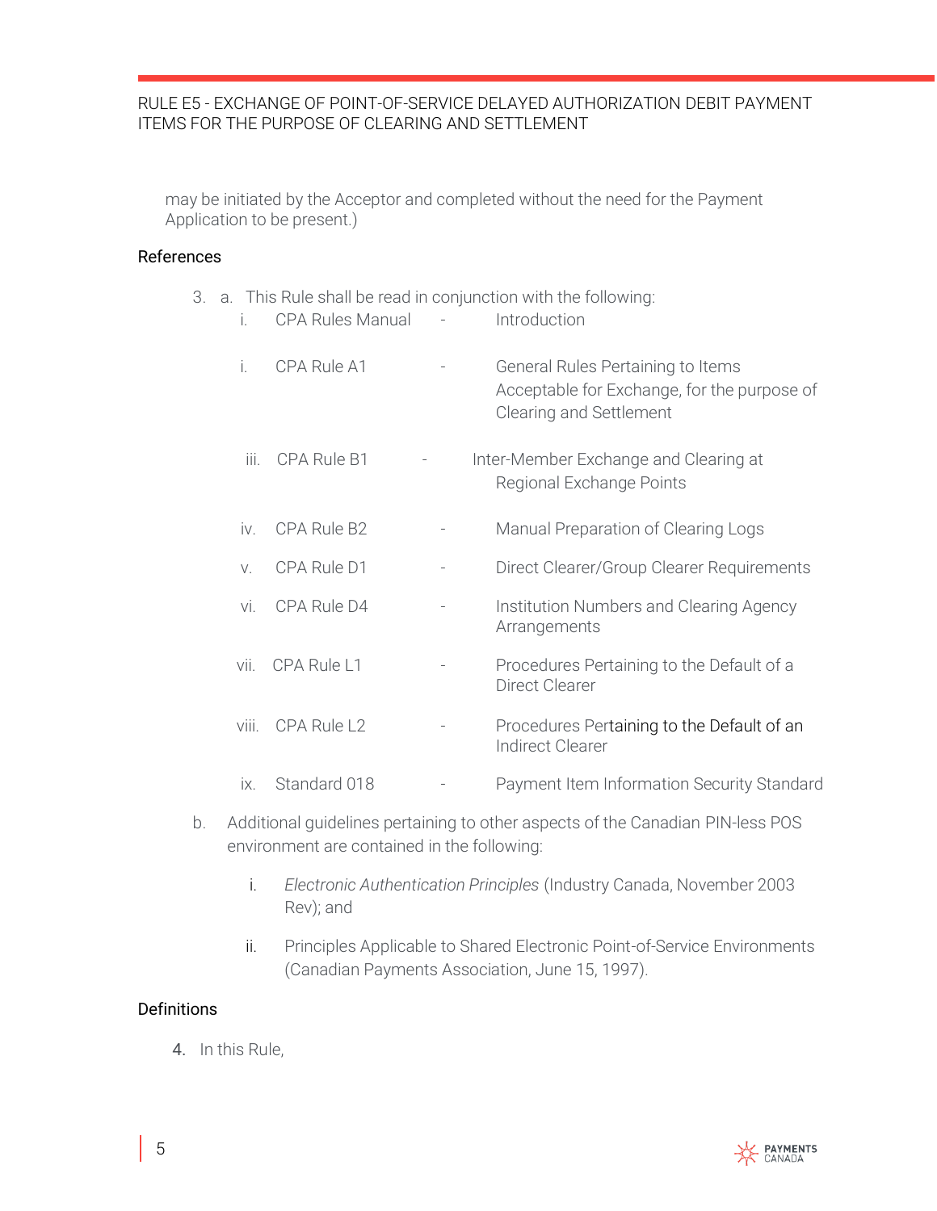may be initiated by the Acceptor and completed without the need for the Payment Application to be present.)

## References

3. a. This Rule shall be read in conjunction with the following:

| | | | |
|---|---|---|---|
| i. | CPA Rules Manual | - | Introduction |
| i. | CPA Rule A1 | - | General Rules Pertaining to Items Acceptable for Exchange, for the purpose of Clearing and Settlement |
| iii. | CPA Rule B1 | - | Inter-Member Exchange and Clearing at Regional Exchange Points |
| iv. | CPA Rule B2 | - | Manual Preparation of Clearing Logs |
| v. | CPA Rule D1 | - | Direct Clearer/Group Clearer Requirements |
| vi. | CPA Rule D4 | - | Institution Numbers and Clearing Agency Arrangements |
| vii. | CPA Rule L1 | - | Procedures Pertaining to the Default of a Direct Clearer |
| viii. | CPA Rule L2 | - | Procedures Pertaining to the Default of an Indirect Clearer |
| ix. | Standard 018 | - | Payment Item Information Security Standard |

b. Additional guidelines pertaining to other aspects of the Canadian PIN-less POS environment are contained in the following:

   i. *Electronic Authentication Principles* (Industry Canada, November 2003 Rev); and

   ii. Principles Applicable to Shared Electronic Point-of-Service Environments (Canadian Payments Association, June 15, 1997).

## Definitions

4. In this Rule,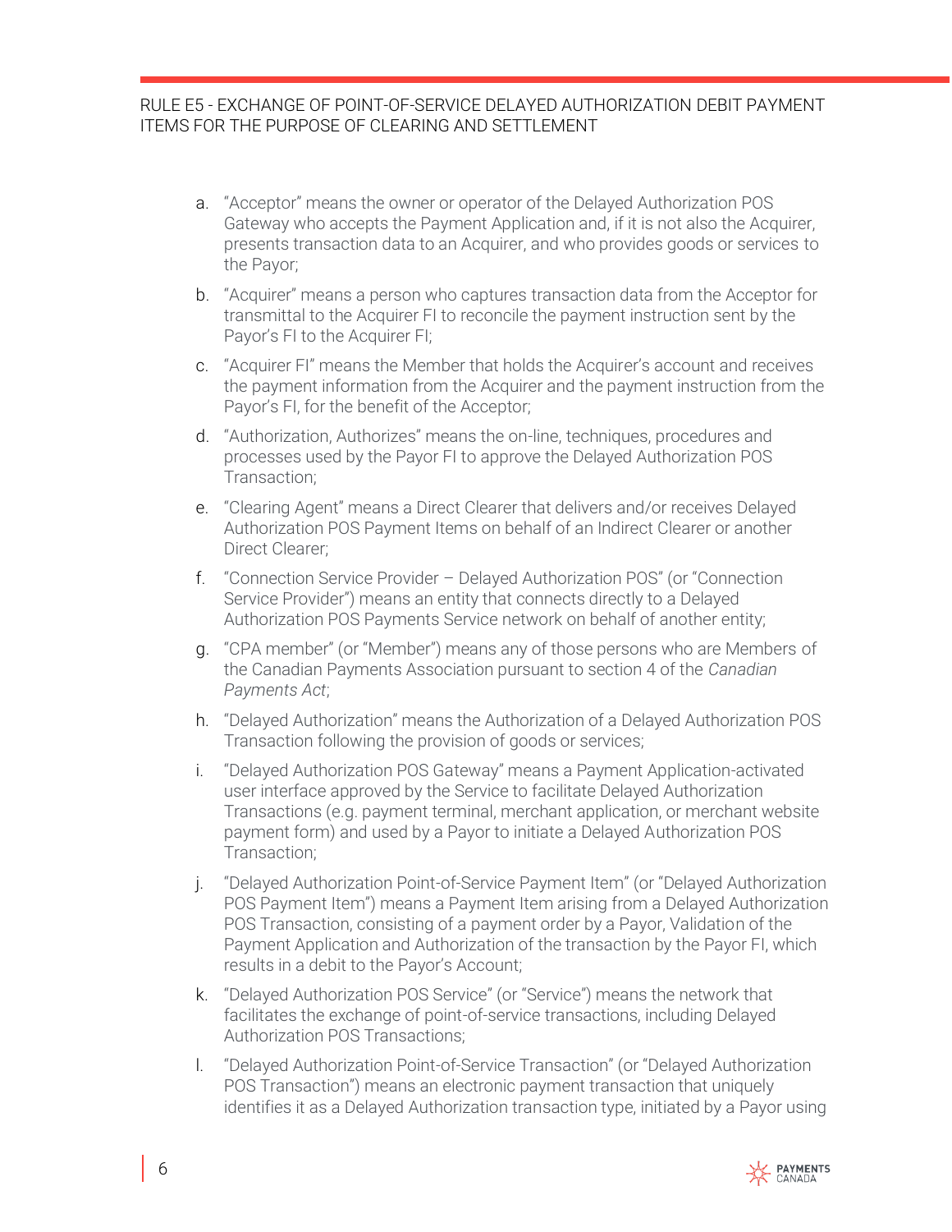a. "Acceptor" means the owner or operator of the Delayed Authorization POS Gateway who accepts the Payment Application and, if it is not also the Acquirer, presents transaction data to an Acquirer, and who provides goods or services to the Payor;

b. "Acquirer" means a person who captures transaction data from the Acceptor for transmittal to the Acquirer FI to reconcile the payment instruction sent by the Payor's FI to the Acquirer FI;

c. "Acquirer FI" means the Member that holds the Acquirer's account and receives the payment information from the Acquirer and the payment instruction from the Payor's FI, for the benefit of the Acceptor;

d. "Authorization, Authorizes" means the on-line, techniques, procedures and processes used by the Payor FI to approve the Delayed Authorization POS Transaction;

e. "Clearing Agent" means a Direct Clearer that delivers and/or receives Delayed Authorization POS Payment Items on behalf of an Indirect Clearer or another Direct Clearer;

f. "Connection Service Provider – Delayed Authorization POS" (or "Connection Service Provider") means an entity that connects directly to a Delayed Authorization POS Payments Service network on behalf of another entity;

g. "CPA member" (or "Member") means any of those persons who are Members of the Canadian Payments Association pursuant to section 4 of the *Canadian Payments Act*;

h. "Delayed Authorization" means the Authorization of a Delayed Authorization POS Transaction following the provision of goods or services;

i. "Delayed Authorization POS Gateway" means a Payment Application-activated user interface approved by the Service to facilitate Delayed Authorization Transactions (e.g. payment terminal, merchant application, or merchant website payment form) and used by a Payor to initiate a Delayed Authorization POS Transaction;

j. "Delayed Authorization Point-of-Service Payment Item" (or "Delayed Authorization POS Payment Item") means a Payment Item arising from a Delayed Authorization POS Transaction, consisting of a payment order by a Payor, Validation of the Payment Application and Authorization of the transaction by the Payor FI, which results in a debit to the Payor's Account;

k. "Delayed Authorization POS Service" (or "Service") means the network that facilitates the exchange of point-of-service transactions, including Delayed Authorization POS Transactions;

l. "Delayed Authorization Point-of-Service Transaction" (or "Delayed Authorization POS Transaction") means an electronic payment transaction that uniquely identifies it as a Delayed Authorization transaction type, initiated by a Payor using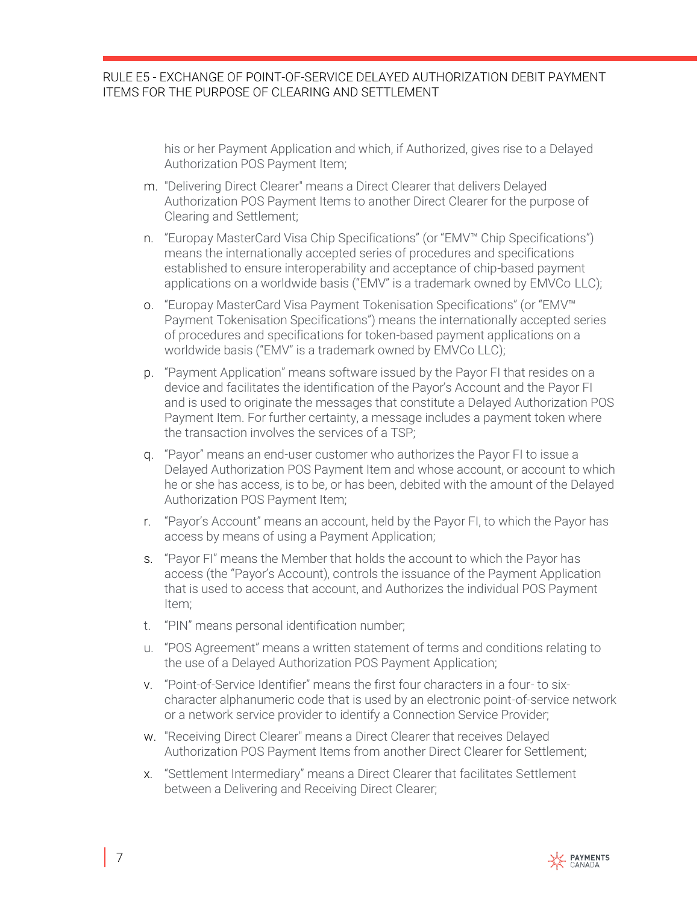his or her Payment Application and which, if Authorized, gives rise to a Delayed Authorization POS Payment Item;

m. "Delivering Direct Clearer" means a Direct Clearer that delivers Delayed Authorization POS Payment Items to another Direct Clearer for the purpose of Clearing and Settlement;

n. "Europay MasterCard Visa Chip Specifications" (or "EMV™ Chip Specifications") means the internationally accepted series of procedures and specifications established to ensure interoperability and acceptance of chip-based payment applications on a worldwide basis ("EMV" is a trademark owned by EMVCo LLC);

o. "Europay MasterCard Visa Payment Tokenisation Specifications" (or "EMV™ Payment Tokenisation Specifications") means the internationally accepted series of procedures and specifications for token-based payment applications on a worldwide basis ("EMV" is a trademark owned by EMVCo LLC);

p. "Payment Application" means software issued by the Payor FI that resides on a device and facilitates the identification of the Payor's Account and the Payor FI and is used to originate the messages that constitute a Delayed Authorization POS Payment Item. For further certainty, a message includes a payment token where the transaction involves the services of a TSP;

q. "Payor" means an end-user customer who authorizes the Payor FI to issue a Delayed Authorization POS Payment Item and whose account, or account to which he or she has access, is to be, or has been, debited with the amount of the Delayed Authorization POS Payment Item;

r. "Payor's Account" means an account, held by the Payor FI, to which the Payor has access by means of using a Payment Application;

s. "Payor FI" means the Member that holds the account to which the Payor has access (the "Payor's Account), controls the issuance of the Payment Application that is used to access that account, and Authorizes the individual POS Payment Item;

t. "PIN" means personal identification number;

u. "POS Agreement" means a written statement of terms and conditions relating to the use of a Delayed Authorization POS Payment Application;

v. "Point-of-Service Identifier" means the first four characters in a four- to six-character alphanumeric code that is used by an electronic point-of-service network or a network service provider to identify a Connection Service Provider;

w. "Receiving Direct Clearer" means a Direct Clearer that receives Delayed Authorization POS Payment Items from another Direct Clearer for Settlement;

x. "Settlement Intermediary" means a Direct Clearer that facilitates Settlement between a Delivering and Receiving Direct Clearer;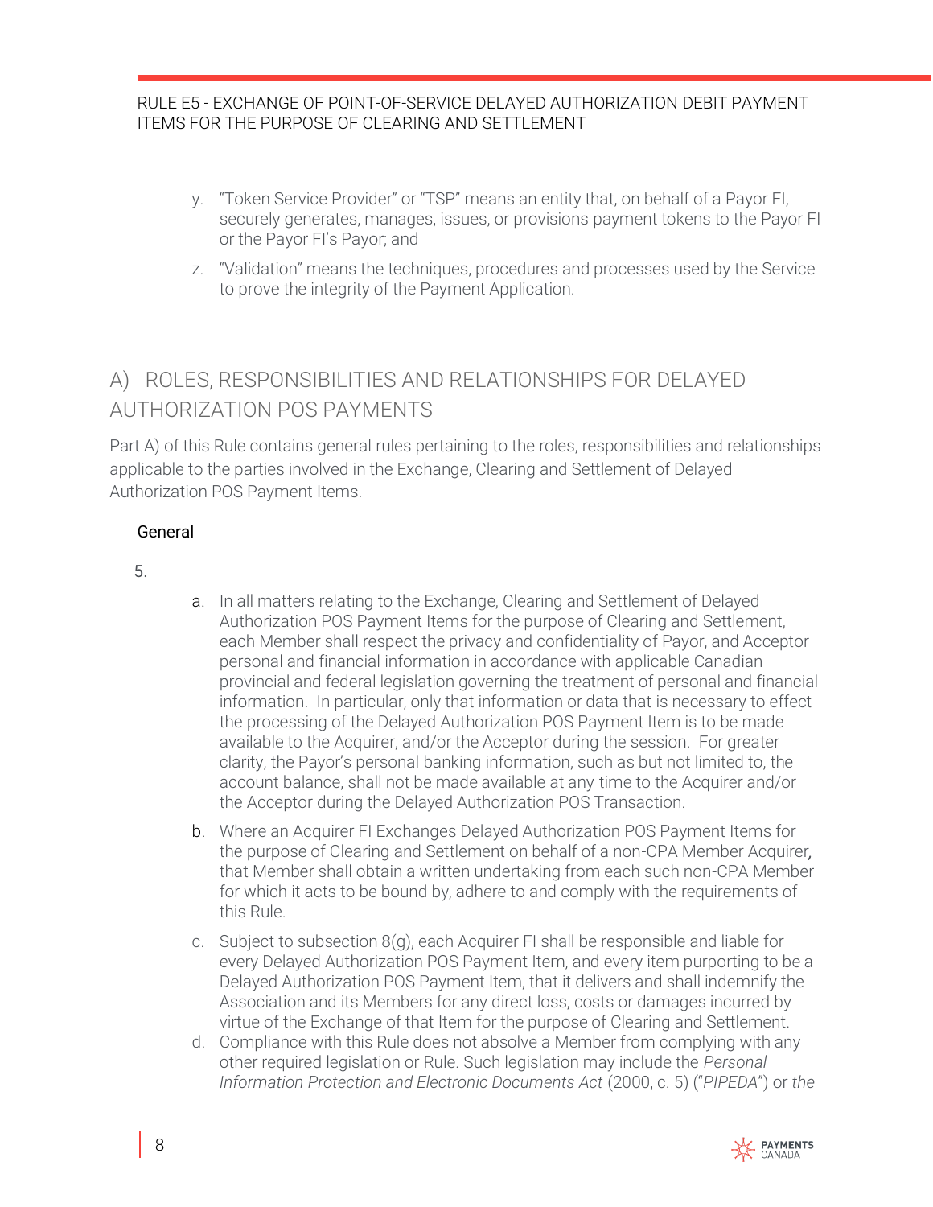y. "Token Service Provider" or "TSP" means an entity that, on behalf of a Payor FI, securely generates, manages, issues, or provisions payment tokens to the Payor FI or the Payor FI's Payor; and

z. "Validation" means the techniques, procedures and processes used by the Service to prove the integrity of the Payment Application.

## A) ROLES, RESPONSIBILITIES AND RELATIONSHIPS FOR DELAYED AUTHORIZATION POS PAYMENTS

Part A) of this Rule contains general rules pertaining to the roles, responsibilities and relationships applicable to the parties involved in the Exchange, Clearing and Settlement of Delayed Authorization POS Payment Items.

### General

5.

a. In all matters relating to the Exchange, Clearing and Settlement of Delayed Authorization POS Payment Items for the purpose of Clearing and Settlement, each Member shall respect the privacy and confidentiality of Payor, and Acceptor personal and financial information in accordance with applicable Canadian provincial and federal legislation governing the treatment of personal and financial information. In particular, only that information or data that is necessary to effect the processing of the Delayed Authorization POS Payment Item is to be made available to the Acquirer, and/or the Acceptor during the session. For greater clarity, the Payor's personal banking information, such as but not limited to, the account balance, shall not be made available at any time to the Acquirer and/or the Acceptor during the Delayed Authorization POS Transaction.

b. Where an Acquirer FI Exchanges Delayed Authorization POS Payment Items for the purpose of Clearing and Settlement on behalf of a non-CPA Member Acquirer, that Member shall obtain a written undertaking from each such non-CPA Member for which it acts to be bound by, adhere to and comply with the requirements of this Rule.

c. Subject to subsection 8(g), each Acquirer FI shall be responsible and liable for every Delayed Authorization POS Payment Item, and every item purporting to be a Delayed Authorization POS Payment Item, that it delivers and shall indemnify the Association and its Members for any direct loss, costs or damages incurred by virtue of the Exchange of that Item for the purpose of Clearing and Settlement.

d. Compliance with this Rule does not absolve a Member from complying with any other required legislation or Rule. Such legislation may include the *Personal Information Protection and Electronic Documents Act* (2000, c. 5) ("*PIPEDA*") or *the*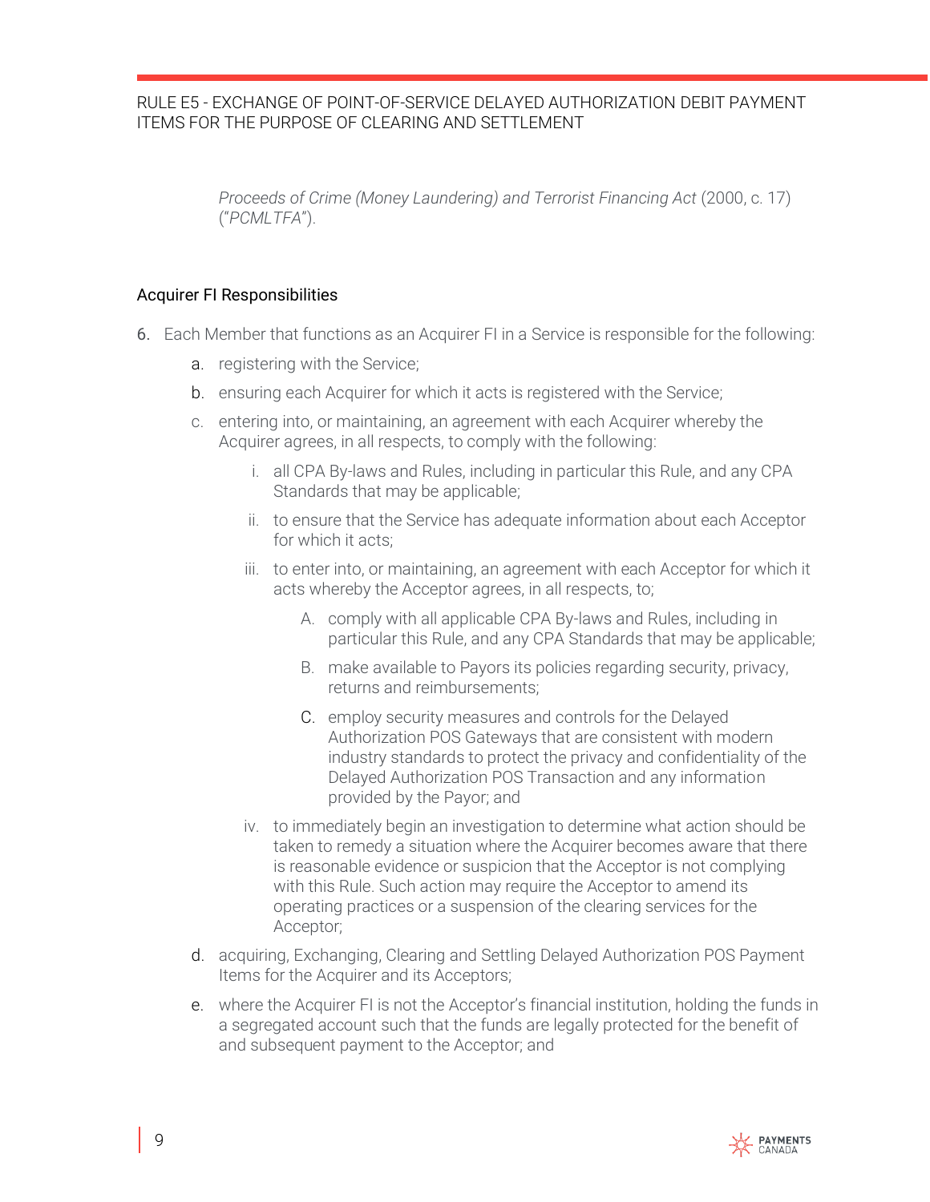*Proceeds of Crime (Money Laundering) and Terrorist Financing Act* (2000, c. 17) ("*PCMLTFA*").

## Acquirer FI Responsibilities

6. Each Member that functions as an Acquirer FI in a Service is responsible for the following:
   a. registering with the Service;
   b. ensuring each Acquirer for which it acts is registered with the Service;
   c. entering into, or maintaining, an agreement with each Acquirer whereby the Acquirer agrees, in all respects, to comply with the following:
      i. all CPA By-laws and Rules, including in particular this Rule, and any CPA Standards that may be applicable;
      ii. to ensure that the Service has adequate information about each Acceptor for which it acts;
      iii. to enter into, or maintaining, an agreement with each Acceptor for which it acts whereby the Acceptor agrees, in all respects, to;
         A. comply with all applicable CPA By-laws and Rules, including in particular this Rule, and any CPA Standards that may be applicable;
         B. make available to Payors its policies regarding security, privacy, returns and reimbursements;
         C. employ security measures and controls for the Delayed Authorization POS Gateways that are consistent with modern industry standards to protect the privacy and confidentiality of the Delayed Authorization POS Transaction and any information provided by the Payor; and
      iv. to immediately begin an investigation to determine what action should be taken to remedy a situation where the Acquirer becomes aware that there is reasonable evidence or suspicion that the Acceptor is not complying with this Rule. Such action may require the Acceptor to amend its operating practices or a suspension of the clearing services for the Acceptor;
   d. acquiring, Exchanging, Clearing and Settling Delayed Authorization POS Payment Items for the Acquirer and its Acceptors;
   e. where the Acquirer FI is not the Acceptor's financial institution, holding the funds in a segregated account such that the funds are legally protected for the benefit of and subsequent payment to the Acceptor; and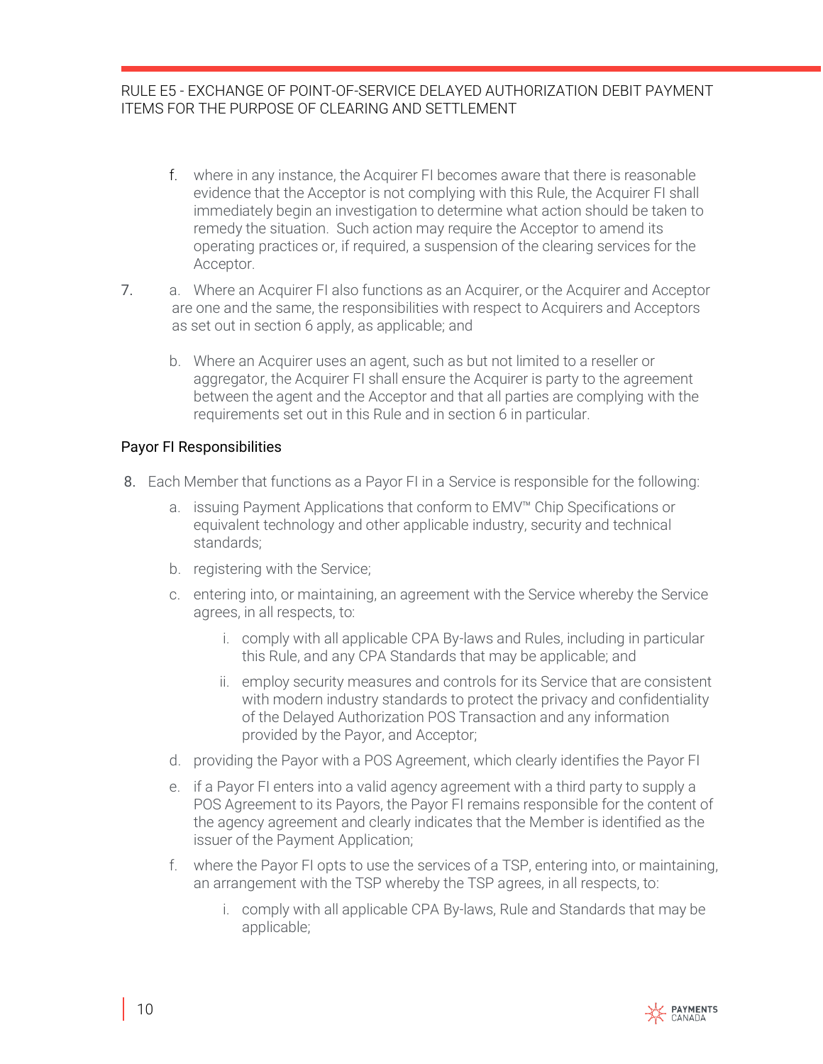f. where in any instance, the Acquirer FI becomes aware that there is reasonable evidence that the Acceptor is not complying with this Rule, the Acquirer FI shall immediately begin an investigation to determine what action should be taken to remedy the situation. Such action may require the Acceptor to amend its operating practices or, if required, a suspension of the clearing services for the Acceptor.

7. a. Where an Acquirer FI also functions as an Acquirer, or the Acquirer and Acceptor are one and the same, the responsibilities with respect to Acquirers and Acceptors as set out in section 6 apply, as applicable; and

   b. Where an Acquirer uses an agent, such as but not limited to a reseller or aggregator, the Acquirer FI shall ensure the Acquirer is party to the agreement between the agent and the Acceptor and that all parties are complying with the requirements set out in this Rule and in section 6 in particular.

## Payor FI Responsibilities

8. Each Member that functions as a Payor FI in a Service is responsible for the following:

   a. issuing Payment Applications that conform to EMV™ Chip Specifications or equivalent technology and other applicable industry, security and technical standards;

   b. registering with the Service;

   c. entering into, or maintaining, an agreement with the Service whereby the Service agrees, in all respects, to:

      i. comply with all applicable CPA By-laws and Rules, including in particular this Rule, and any CPA Standards that may be applicable; and

      ii. employ security measures and controls for its Service that are consistent with modern industry standards to protect the privacy and confidentiality of the Delayed Authorization POS Transaction and any information provided by the Payor, and Acceptor;

   d. providing the Payor with a POS Agreement, which clearly identifies the Payor FI

   e. if a Payor FI enters into a valid agency agreement with a third party to supply a POS Agreement to its Payors, the Payor FI remains responsible for the content of the agency agreement and clearly indicates that the Member is identified as the issuer of the Payment Application;

   f. where the Payor FI opts to use the services of a TSP, entering into, or maintaining, an arrangement with the TSP whereby the TSP agrees, in all respects, to:

      i. comply with all applicable CPA By-laws, Rule and Standards that may be applicable;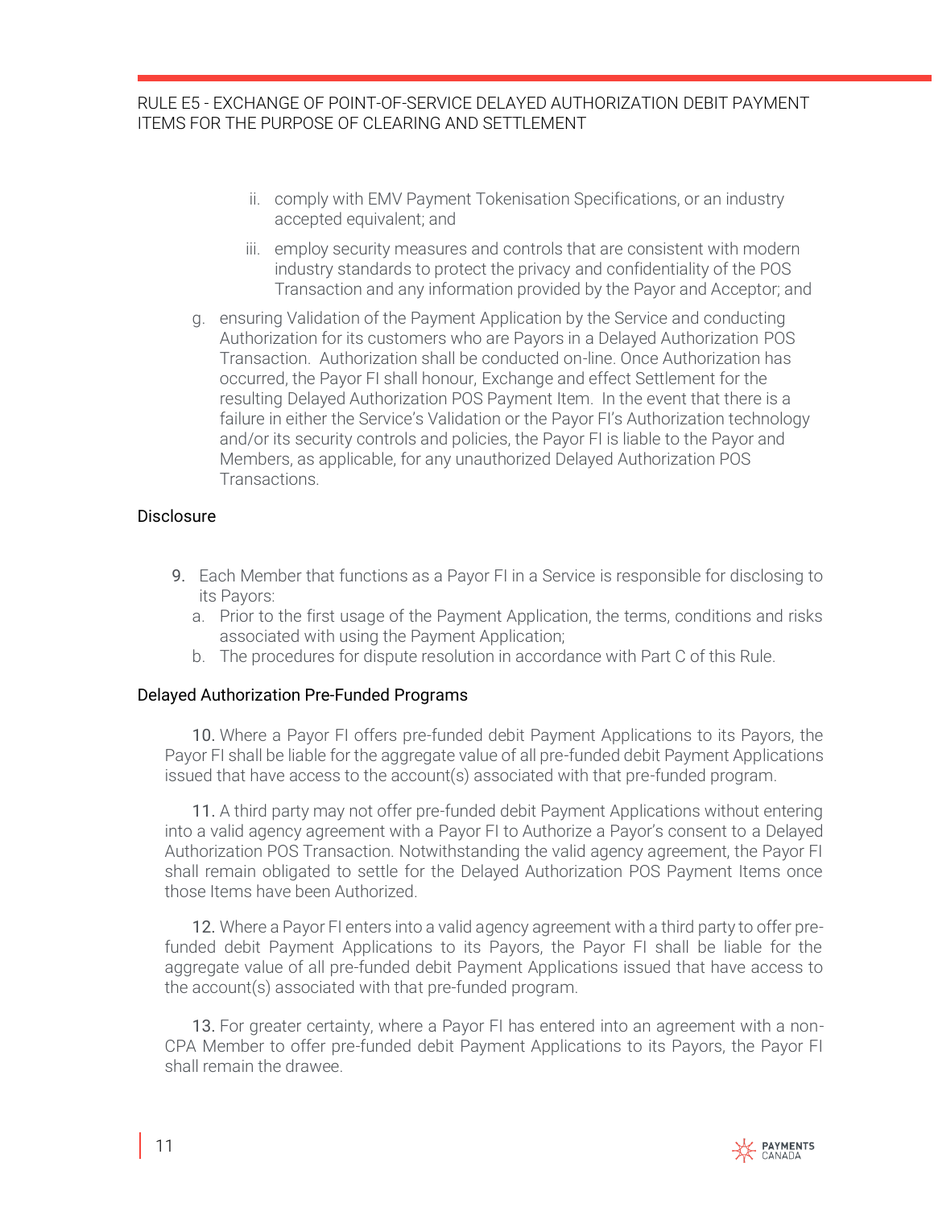ii. comply with EMV Payment Tokenisation Specifications, or an industry accepted equivalent; and

iii. employ security measures and controls that are consistent with modern industry standards to protect the privacy and confidentiality of the POS Transaction and any information provided by the Payor and Acceptor; and

g. ensuring Validation of the Payment Application by the Service and conducting Authorization for its customers who are Payors in a Delayed Authorization POS Transaction. Authorization shall be conducted on-line. Once Authorization has occurred, the Payor FI shall honour, Exchange and effect Settlement for the resulting Delayed Authorization POS Payment Item. In the event that there is a failure in either the Service's Validation or the Payor FI's Authorization technology and/or its security controls and policies, the Payor FI is liable to the Payor and Members, as applicable, for any unauthorized Delayed Authorization POS Transactions.

## Disclosure

9. Each Member that functions as a Payor FI in a Service is responsible for disclosing to its Payors:
   a. Prior to the first usage of the Payment Application, the terms, conditions and risks associated with using the Payment Application;
   b. The procedures for dispute resolution in accordance with Part C of this Rule.

## Delayed Authorization Pre-Funded Programs

10. Where a Payor FI offers pre-funded debit Payment Applications to its Payors, the Payor FI shall be liable for the aggregate value of all pre-funded debit Payment Applications issued that have access to the account(s) associated with that pre-funded program.

11. A third party may not offer pre-funded debit Payment Applications without entering into a valid agency agreement with a Payor FI to Authorize a Payor's consent to a Delayed Authorization POS Transaction. Notwithstanding the valid agency agreement, the Payor FI shall remain obligated to settle for the Delayed Authorization POS Payment Items once those Items have been Authorized.

12. Where a Payor FI enters into a valid agency agreement with a third party to offer pre-funded debit Payment Applications to its Payors, the Payor FI shall be liable for the aggregate value of all pre-funded debit Payment Applications issued that have access to the account(s) associated with that pre-funded program.

13. For greater certainty, where a Payor FI has entered into an agreement with a non-CPA Member to offer pre-funded debit Payment Applications to its Payors, the Payor FI shall remain the drawee.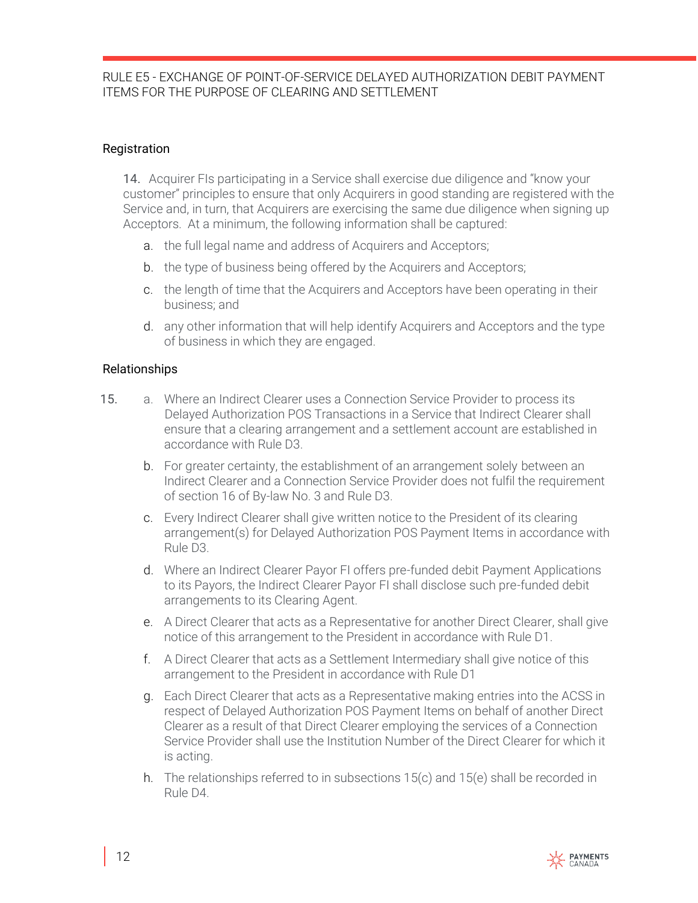## Registration

14. Acquirer FIs participating in a Service shall exercise due diligence and "know your customer" principles to ensure that only Acquirers in good standing are registered with the Service and, in turn, that Acquirers are exercising the same due diligence when signing up Acceptors. At a minimum, the following information shall be captured:

   a. the full legal name and address of Acquirers and Acceptors;

   b. the type of business being offered by the Acquirers and Acceptors;

   c. the length of time that the Acquirers and Acceptors have been operating in their business; and

   d. any other information that will help identify Acquirers and Acceptors and the type of business in which they are engaged.

## Relationships

15.

   a. Where an Indirect Clearer uses a Connection Service Provider to process its Delayed Authorization POS Transactions in a Service that Indirect Clearer shall ensure that a clearing arrangement and a settlement account are established in accordance with Rule D3.

   b. For greater certainty, the establishment of an arrangement solely between an Indirect Clearer and a Connection Service Provider does not fulfil the requirement of section 16 of By-law No. 3 and Rule D3.

   c. Every Indirect Clearer shall give written notice to the President of its clearing arrangement(s) for Delayed Authorization POS Payment Items in accordance with Rule D3.

   d. Where an Indirect Clearer Payor FI offers pre-funded debit Payment Applications to its Payors, the Indirect Clearer Payor FI shall disclose such pre-funded debit arrangements to its Clearing Agent.

   e. A Direct Clearer that acts as a Representative for another Direct Clearer, shall give notice of this arrangement to the President in accordance with Rule D1.

   f. A Direct Clearer that acts as a Settlement Intermediary shall give notice of this arrangement to the President in accordance with Rule D1

   g. Each Direct Clearer that acts as a Representative making entries into the ACSS in respect of Delayed Authorization POS Payment Items on behalf of another Direct Clearer as a result of that Direct Clearer employing the services of a Connection Service Provider shall use the Institution Number of the Direct Clearer for which it is acting.

   h. The relationships referred to in subsections 15(c) and 15(e) shall be recorded in Rule D4.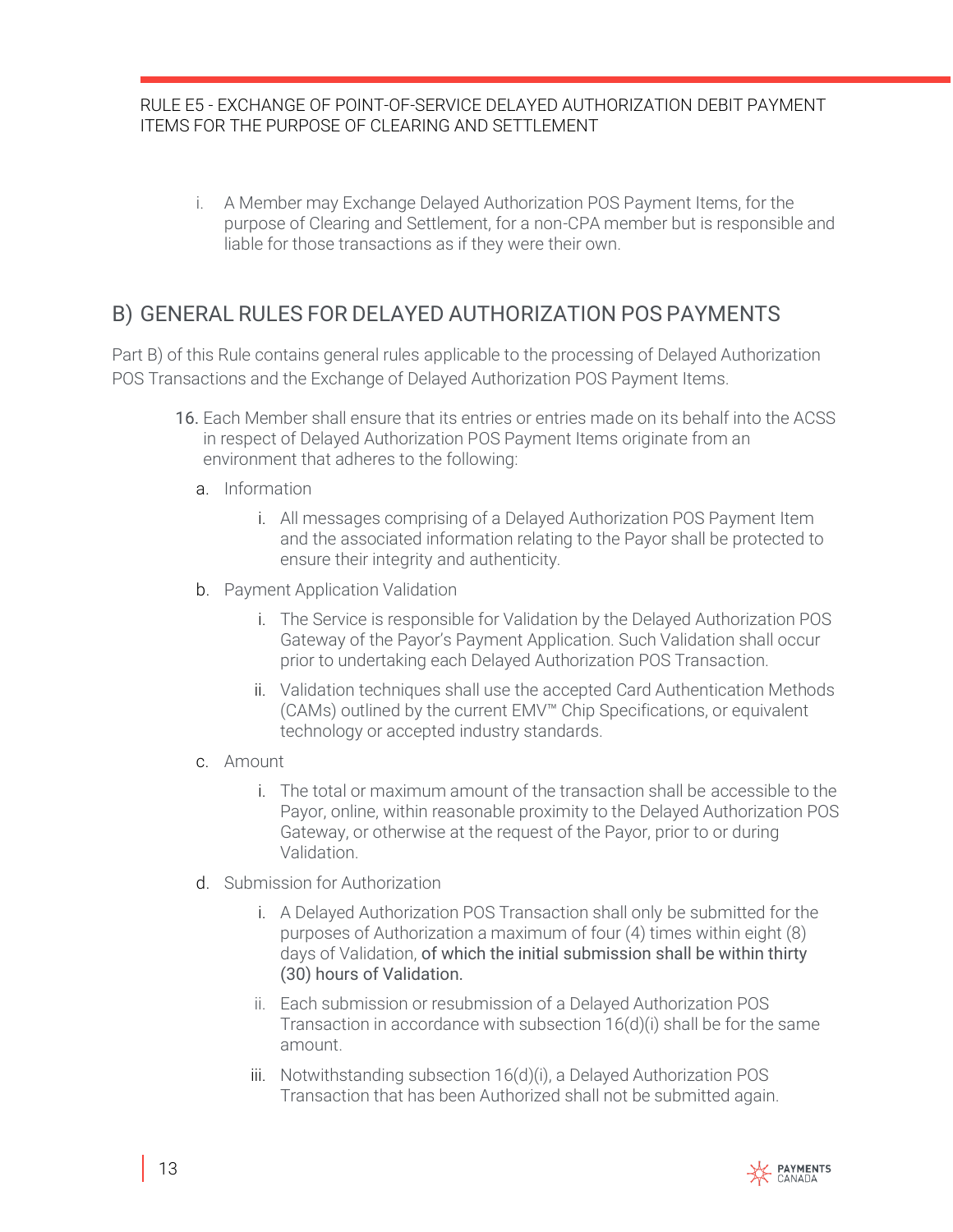i. A Member may Exchange Delayed Authorization POS Payment Items, for the purpose of Clearing and Settlement, for a non-CPA member but is responsible and liable for those transactions as if they were their own.

## B) GENERAL RULES FOR DELAYED AUTHORIZATION POS PAYMENTS

Part B) of this Rule contains general rules applicable to the processing of Delayed Authorization POS Transactions and the Exchange of Delayed Authorization POS Payment Items.

16. Each Member shall ensure that its entries or entries made on its behalf into the ACSS in respect of Delayed Authorization POS Payment Items originate from an environment that adheres to the following:

  a. Information

     i. All messages comprising of a Delayed Authorization POS Payment Item and the associated information relating to the Payor shall be protected to ensure their integrity and authenticity.

  b. Payment Application Validation

     i. The Service is responsible for Validation by the Delayed Authorization POS Gateway of the Payor's Payment Application. Such Validation shall occur prior to undertaking each Delayed Authorization POS Transaction.

     ii. Validation techniques shall use the accepted Card Authentication Methods (CAMs) outlined by the current EMV™ Chip Specifications, or equivalent technology or accepted industry standards.

  c. Amount

     i. The total or maximum amount of the transaction shall be accessible to the Payor, online, within reasonable proximity to the Delayed Authorization POS Gateway, or otherwise at the request of the Payor, prior to or during Validation.

  d. Submission for Authorization

     i. A Delayed Authorization POS Transaction shall only be submitted for the purposes of Authorization a maximum of four (4) times within eight (8) days of Validation, of which the initial submission shall be within thirty (30) hours of Validation.

     ii. Each submission or resubmission of a Delayed Authorization POS Transaction in accordance with subsection 16(d)(i) shall be for the same amount.

     iii. Notwithstanding subsection 16(d)(i), a Delayed Authorization POS Transaction that has been Authorized shall not be submitted again.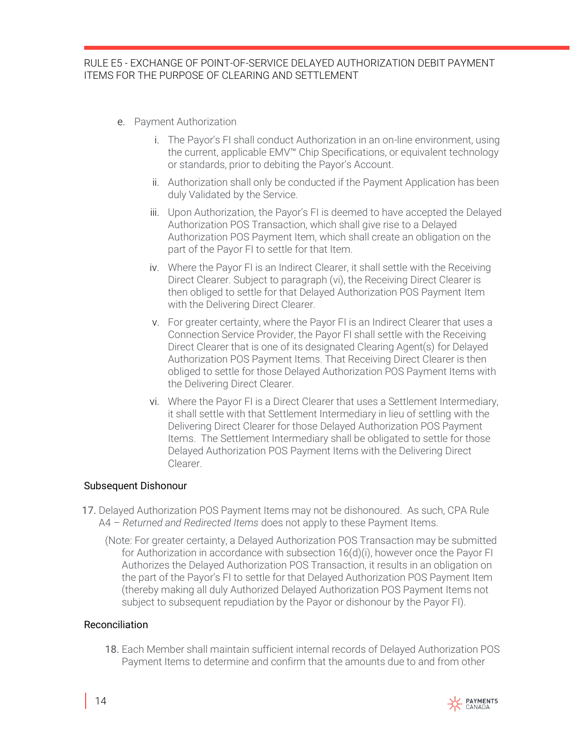e. Payment Authorization

   i. The Payor's FI shall conduct Authorization in an on-line environment, using the current, applicable EMV™ Chip Specifications, or equivalent technology or standards, prior to debiting the Payor's Account.

   ii. Authorization shall only be conducted if the Payment Application has been duly Validated by the Service.

   iii. Upon Authorization, the Payor's FI is deemed to have accepted the Delayed Authorization POS Transaction, which shall give rise to a Delayed Authorization POS Payment Item, which shall create an obligation on the part of the Payor FI to settle for that Item.

   iv. Where the Payor FI is an Indirect Clearer, it shall settle with the Receiving Direct Clearer. Subject to paragraph (vi), the Receiving Direct Clearer is then obliged to settle for that Delayed Authorization POS Payment Item with the Delivering Direct Clearer.

   v. For greater certainty, where the Payor FI is an Indirect Clearer that uses a Connection Service Provider, the Payor FI shall settle with the Receiving Direct Clearer that is one of its designated Clearing Agent(s) for Delayed Authorization POS Payment Items. That Receiving Direct Clearer is then obliged to settle for those Delayed Authorization POS Payment Items with the Delivering Direct Clearer.

   vi. Where the Payor FI is a Direct Clearer that uses a Settlement Intermediary, it shall settle with that Settlement Intermediary in lieu of settling with the Delivering Direct Clearer for those Delayed Authorization POS Payment Items. The Settlement Intermediary shall be obligated to settle for those Delayed Authorization POS Payment Items with the Delivering Direct Clearer.

## Subsequent Dishonour

17. Delayed Authorization POS Payment Items may not be dishonoured. As such, CPA Rule A4 – *Returned and Redirected Items* does not apply to these Payment Items.

   (Note: For greater certainty, a Delayed Authorization POS Transaction may be submitted for Authorization in accordance with subsection 16(d)(i), however once the Payor FI Authorizes the Delayed Authorization POS Transaction, it results in an obligation on the part of the Payor's FI to settle for that Delayed Authorization POS Payment Item (thereby making all duly Authorized Delayed Authorization POS Payment Items not subject to subsequent repudiation by the Payor or dishonour by the Payor FI).

## Reconciliation

18. Each Member shall maintain sufficient internal records of Delayed Authorization POS Payment Items to determine and confirm that the amounts due to and from other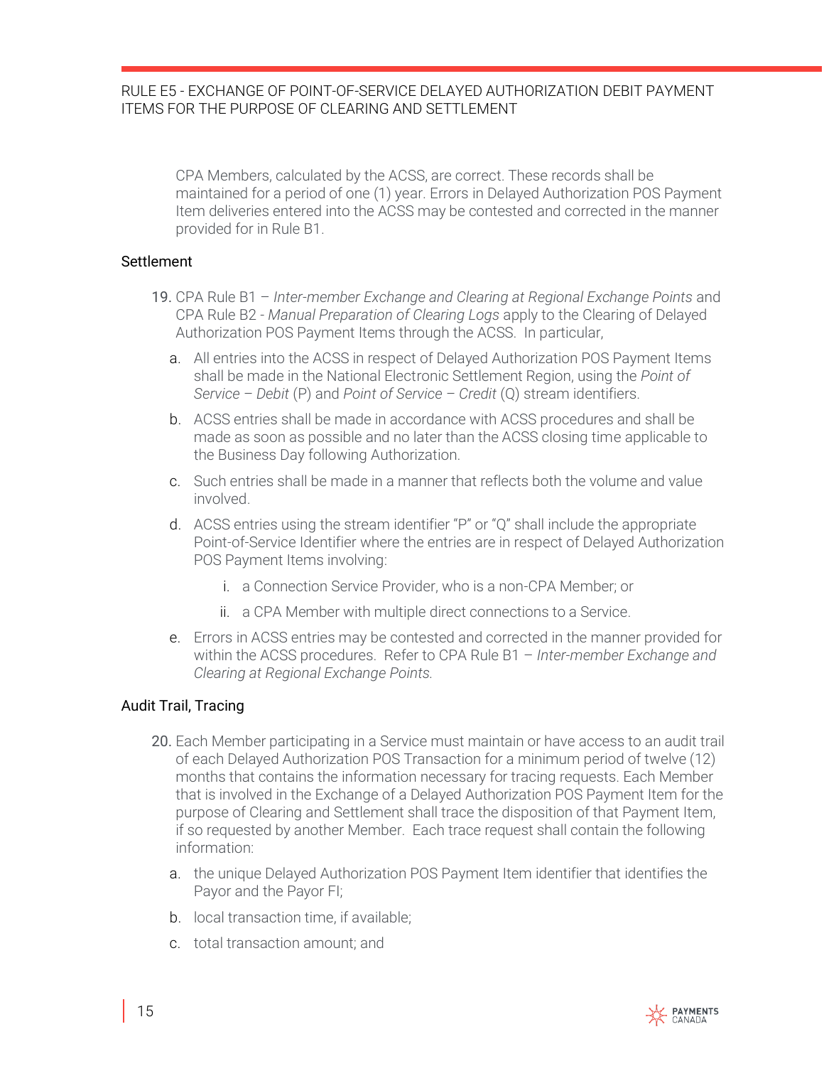CPA Members, calculated by the ACSS, are correct. These records shall be maintained for a period of one (1) year. Errors in Delayed Authorization POS Payment Item deliveries entered into the ACSS may be contested and corrected in the manner provided for in Rule B1.

## Settlement

19. CPA Rule B1 – *Inter-member Exchange and Clearing at Regional Exchange Points* and CPA Rule B2 - *Manual Preparation of Clearing Logs* apply to the Clearing of Delayed Authorization POS Payment Items through the ACSS. In particular,

    a. All entries into the ACSS in respect of Delayed Authorization POS Payment Items shall be made in the National Electronic Settlement Region, using the *Point of Service – Debit* (P) and *Point of Service – Credit* (Q) stream identifiers.

    b. ACSS entries shall be made in accordance with ACSS procedures and shall be made as soon as possible and no later than the ACSS closing time applicable to the Business Day following Authorization.

    c. Such entries shall be made in a manner that reflects both the volume and value involved.

    d. ACSS entries using the stream identifier "P" or "Q" shall include the appropriate Point-of-Service Identifier where the entries are in respect of Delayed Authorization POS Payment Items involving:

        i. a Connection Service Provider, who is a non-CPA Member; or

        ii. a CPA Member with multiple direct connections to a Service.

    e. Errors in ACSS entries may be contested and corrected in the manner provided for within the ACSS procedures. Refer to CPA Rule B1 – *Inter-member Exchange and Clearing at Regional Exchange Points.*

## Audit Trail, Tracing

20. Each Member participating in a Service must maintain or have access to an audit trail of each Delayed Authorization POS Transaction for a minimum period of twelve (12) months that contains the information necessary for tracing requests. Each Member that is involved in the Exchange of a Delayed Authorization POS Payment Item for the purpose of Clearing and Settlement shall trace the disposition of that Payment Item, if so requested by another Member. Each trace request shall contain the following information:

    a. the unique Delayed Authorization POS Payment Item identifier that identifies the Payor and the Payor FI;

    b. local transaction time, if available;

    c. total transaction amount; and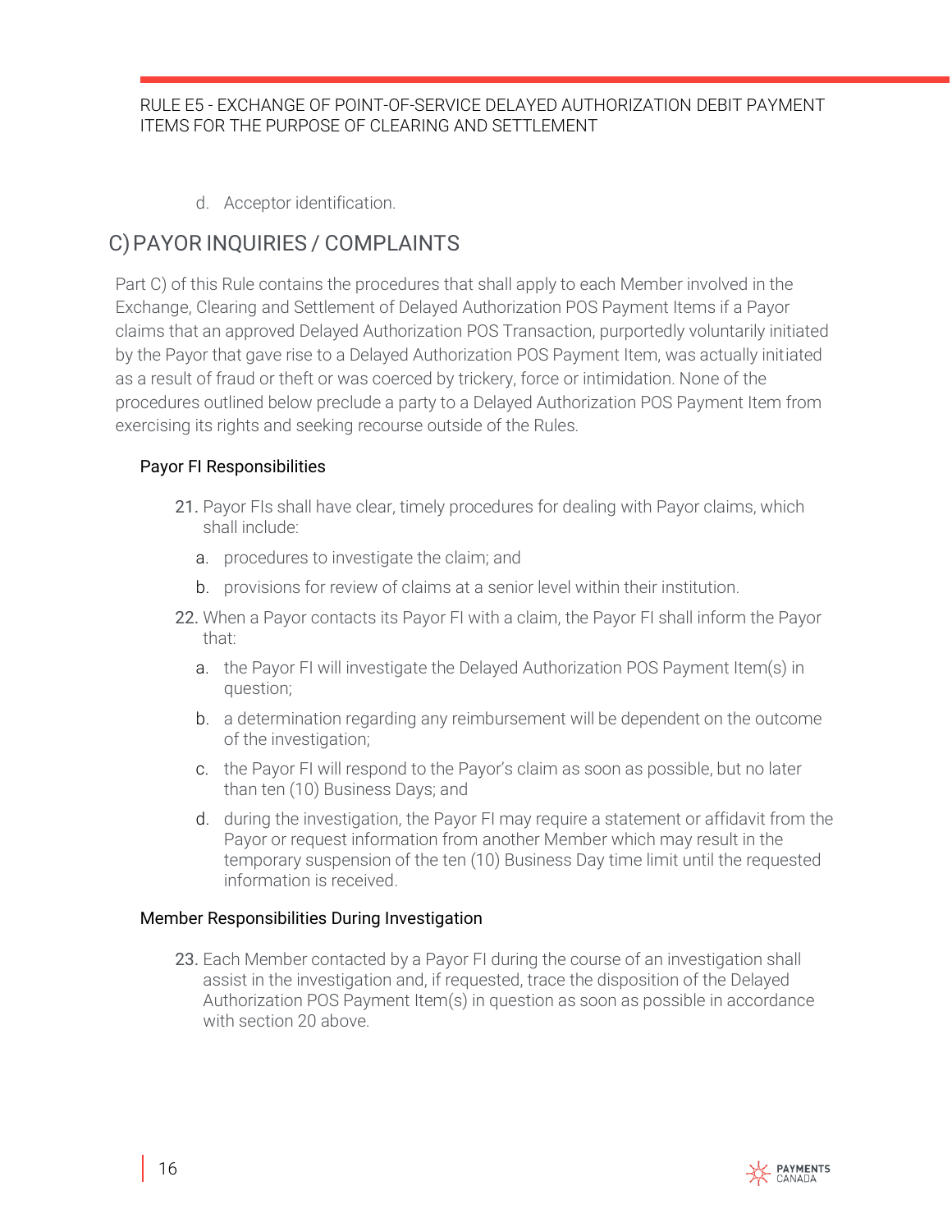d. Acceptor identification.

## C) PAYOR INQUIRIES / COMPLAINTS

Part C) of this Rule contains the procedures that shall apply to each Member involved in the Exchange, Clearing and Settlement of Delayed Authorization POS Payment Items if a Payor claims that an approved Delayed Authorization POS Transaction, purportedly voluntarily initiated by the Payor that gave rise to a Delayed Authorization POS Payment Item, was actually initiated as a result of fraud or theft or was coerced by trickery, force or intimidation. None of the procedures outlined below preclude a party to a Delayed Authorization POS Payment Item from exercising its rights and seeking recourse outside of the Rules.

### Payor FI Responsibilities

21. Payor FIs shall have clear, timely procedures for dealing with Payor claims, which shall include:
    a. procedures to investigate the claim; and
    b. provisions for review of claims at a senior level within their institution.
22. When a Payor contacts its Payor FI with a claim, the Payor FI shall inform the Payor that:
    a. the Payor FI will investigate the Delayed Authorization POS Payment Item(s) in question;
    b. a determination regarding any reimbursement will be dependent on the outcome of the investigation;
    c. the Payor FI will respond to the Payor's claim as soon as possible, but no later than ten (10) Business Days; and
    d. during the investigation, the Payor FI may require a statement or affidavit from the Payor or request information from another Member which may result in the temporary suspension of the ten (10) Business Day time limit until the requested information is received.

### Member Responsibilities During Investigation

23. Each Member contacted by a Payor FI during the course of an investigation shall assist in the investigation and, if requested, trace the disposition of the Delayed Authorization POS Payment Item(s) in question as soon as possible in accordance with section 20 above.